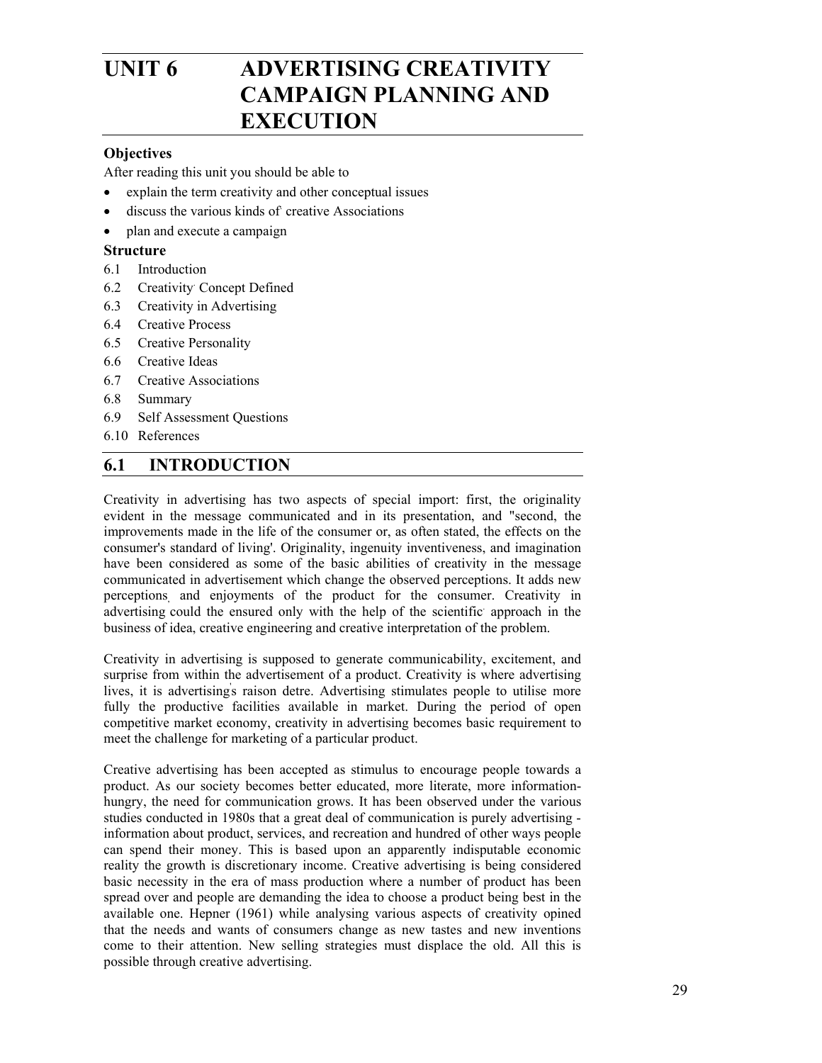# UNIT 6 ADVERTISING CREATIVITY CAMPAIGN PLANNING AND EXECUTION

### Objectives

After reading this unit you should be able to

- explain the term creativity and other conceptual issues
- discuss the various kinds of creative Associations
- plan and execute a campaign

### Structure

6.1 Introduction

6.2 Creativity Concept Defined

6.3 Creativity in Advertising

6.4 Creative Process

6.5 Creative Personality

6.6 Creative Ideas

6.7 Creative Associations

6.8 Summary

6.9 Self Assessment Questions

6.10 References

## 6.1 INTRODUCTION

Creativity in advertising has two aspects of special import: first, the originality evident in the message communicated and in its presentation, and "second, the improvements made in the life of the consumer or, as often stated, the effects on the consumer's standard of living'. Originality, ingenuity inventiveness, and imagination have been considered as some of the basic abilities of creativity in the message communicated in advertisement which change the observed perceptions. It adds new perceptions, and enjoyments of the product for the consumer. Creativity in advertising could the ensured only with the help of the scientific approach in the business of idea, creative engineering and creative interpretation of the problem.

Creativity in advertising is supposed to generate communicability, excitement, and surprise from within the advertisement of a product. Creativity is where advertising lives, it is advertising's raison detre. Advertising stimulates people to utilise more fully the productive facilities available in market. During the period of open competitive market economy, creativity in advertising becomes basic requirement to meet the challenge for marketing of a particular product.

Creative advertising has been accepted as stimulus to encourage people towards a product. As our society becomes better educated, more literate, more information-hungry, the need for communication grows. It has been observed under the various studies conducted in 1980s that a great deal of communication is purely advertising - information about product, services, and recreation and hundred of other ways people can spend their money. This is based upon an apparently indisputable economic reality the growth is discretionary income. Creative advertising is being considered basic necessity in the era of mass production where a number of product has been spread over and people are demanding the idea to choose a product being best in the available one. Hepner (1961) while analysing various aspects of creativity opined that the needs and wants of consumers change as new tastes and new inventions come to their attention. New selling strategies must displace the old. All this is possible through creative advertising.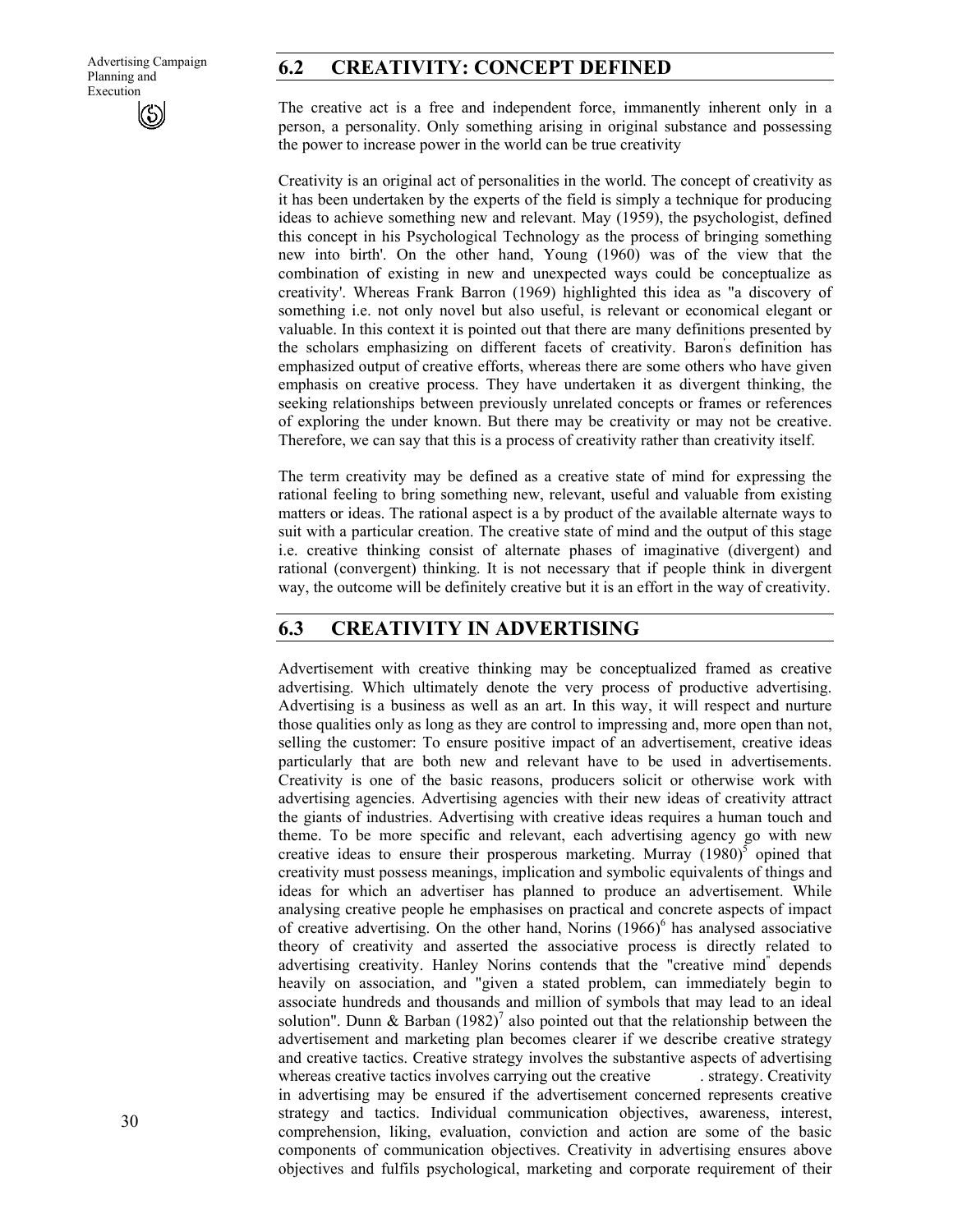## 6.2 CREATIVITY: CONCEPT DEFINED

The creative act is a free and independent force, immanently inherent only in a person, a personality. Only something arising in original substance and possessing the power to increase power in the world can be true creativity

Creativity is an original act of personalities in the world. The concept of creativity as it has been undertaken by the experts of the field is simply a technique for producing ideas to achieve something new and relevant. May (1959), the psychologist, defined this concept in his Psychological Technology as the process of bringing something new into birth'. On the other hand, Young (1960) was of the view that the combination of existing in new and unexpected ways could be conceptualize as creativity'. Whereas Frank Barron (1969) highlighted this idea as "a discovery of something i.e. not only novel but also useful, is relevant or economical elegant or valuable. In this context it is pointed out that there are many definitions presented by the scholars emphasizing on different facets of creativity. Baron's definition has emphasized output of creative efforts, whereas there are some others who have given emphasis on creative process. They have undertaken it as divergent thinking, the seeking relationships between previously unrelated concepts or frames or references of exploring the under known. But there may be creativity or may not be creative. Therefore, we can say that this is a process of creativity rather than creativity itself.

The term creativity may be defined as a creative state of mind for expressing the rational feeling to bring something new, relevant, useful and valuable from existing matters or ideas. The rational aspect is a by product of the available alternate ways to suit with a particular creation. The creative state of mind and the output of this stage i.e. creative thinking consist of alternate phases of imaginative (divergent) and rational (convergent) thinking. It is not necessary that if people think in divergent way, the outcome will be definitely creative but it is an effort in the way of creativity.

## 6.3 CREATIVITY IN ADVERTISING

Advertisement with creative thinking may be conceptualized framed as creative advertising. Which ultimately denote the very process of productive advertising. Advertising is a business as well as an art. In this way, it will respect and nurture those qualities only as long as they are control to impressing and, more open than not, selling the customer: To ensure positive impact of an advertisement, creative ideas particularly that are both new and relevant have to be used in advertisements. Creativity is one of the basic reasons, producers solicit or otherwise work with advertising agencies. Advertising agencies with their new ideas of creativity attract the giants of industries. Advertising with creative ideas requires a human touch and theme. To be more specific and relevant, each advertising agency go with new creative ideas to ensure their prosperous marketing. Murray (1980)[5] opined that creativity must possess meanings, implication and symbolic equivalents of things and ideas for which an advertiser has planned to produce an advertisement. While analysing creative people he emphasises on practical and concrete aspects of impact of creative advertising. On the other hand, Norins (1966)[6] has analysed associative theory of creativity and asserted the associative process is directly related to advertising creativity. Hanley Norins contends that the "creative mind" depends heavily on association, and "given a stated problem, can immediately begin to associate hundreds and thousands and million of symbols that may lead to an ideal solution". Dunn & Barban (1982)[7] also pointed out that the relationship between the advertisement and marketing plan becomes clearer if we describe creative strategy and creative tactics. Creative strategy involves the substantive aspects of advertising whereas creative tactics involves carrying out the creative . strategy. Creativity in advertising may be ensured if the advertisement concerned represents creative strategy and tactics. Individual communication objectives, awareness, interest, comprehension, liking, evaluation, conviction and action are some of the basic components of communication objectives. Creativity in advertising ensures above objectives and fulfils psychological, marketing and corporate requirement of their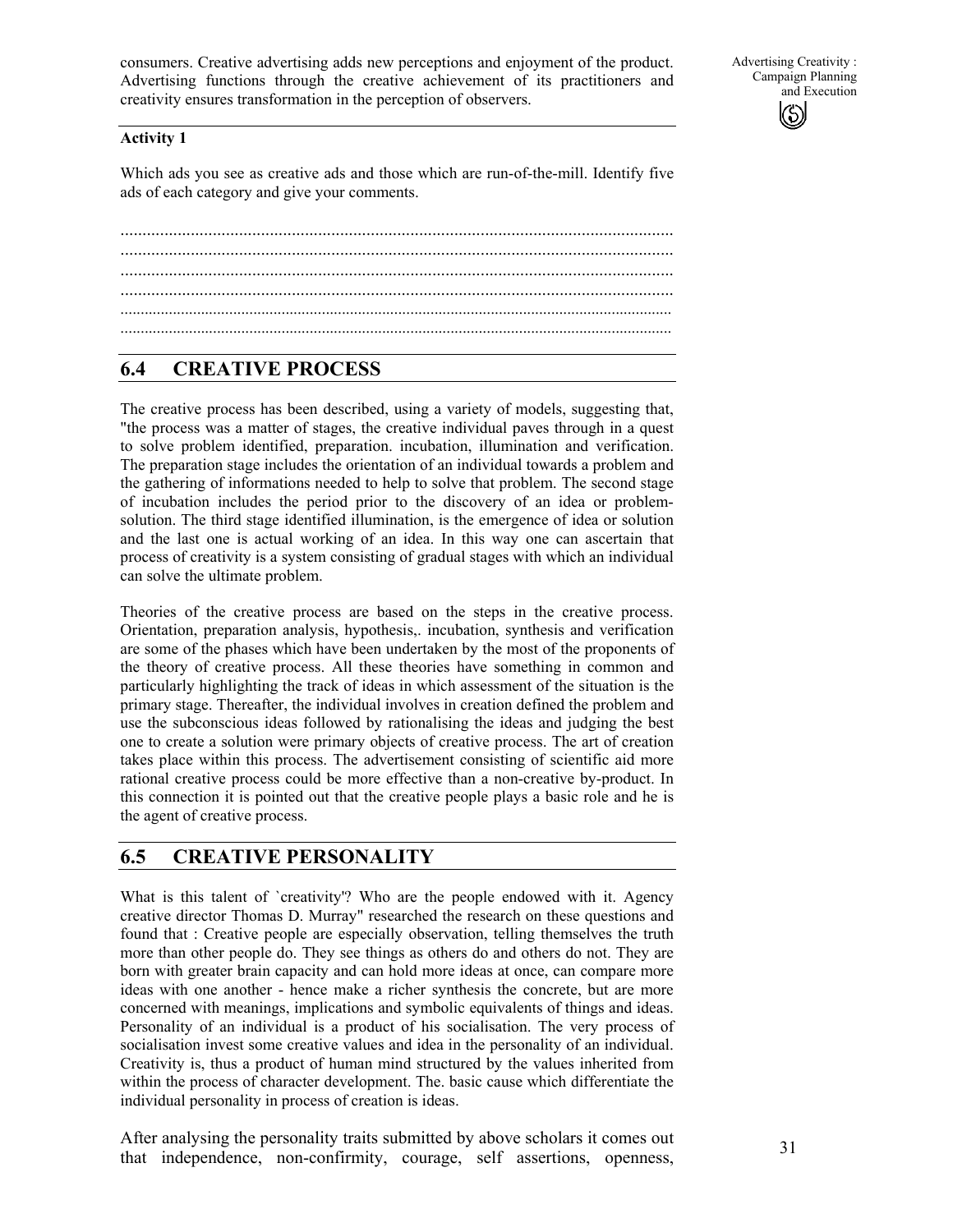consumers. Creative advertising adds new perceptions and enjoyment of the product. Advertising functions through the creative achievement of its practitioners and creativity ensures transformation in the perception of observers.

**Activity 1**

Which ads you see as creative ads and those which are run-of-the-mill. Identify five ads of each category and give your comments.

..............................................................................................................................
..............................................................................................................................
..............................................................................................................................
..............................................................................................................................
..............................................................................................................................
..............................................................................................................................

## 6.4 CREATIVE PROCESS

The creative process has been described, using a variety of models, suggesting that, "the process was a matter of stages, the creative individual paves through in a quest to solve problem identified, preparation. incubation, illumination and verification. The preparation stage includes the orientation of an individual towards a problem and the gathering of informations needed to help to solve that problem. The second stage of incubation includes the period prior to the discovery of an idea or problem-solution. The third stage identified illumination, is the emergence of idea or solution and the last one is actual working of an idea. In this way one can ascertain that process of creativity is a system consisting of gradual stages with which an individual can solve the ultimate problem.

Theories of the creative process are based on the steps in the creative process. Orientation, preparation analysis, hypothesis,. incubation, synthesis and verification are some of the phases which have been undertaken by the most of the proponents of the theory of creative process. All these theories have something in common and particularly highlighting the track of ideas in which assessment of the situation is the primary stage. Thereafter, the individual involves in creation defined the problem and use the subconscious ideas followed by rationalising the ideas and judging the best one to create a solution were primary objects of creative process. The art of creation takes place within this process. The advertisement consisting of scientific aid more rational creative process could be more effective than a non-creative by-product. In this connection it is pointed out that the creative people plays a basic role and he is the agent of creative process.

## 6.5 CREATIVE PERSONALITY

What is this talent of `creativity''? Who are the people endowed with it. Agency creative director Thomas D. Murray" researched the research on these questions and found that : Creative people are especially observation, telling themselves the truth more than other people do. They see things as others do and others do not. They are born with greater brain capacity and can hold more ideas at once, can compare more ideas with one another - hence make a richer synthesis the concrete, but are more concerned with meanings, implications and symbolic equivalents of things and ideas. Personality of an individual is a product of his socialisation. The very process of socialisation invest some creative values and idea in the personality of an individual. Creativity is, thus a product of human mind structured by the values inherited from within the process of character development. The. basic cause which differentiate the individual personality in process of creation is ideas.

After analysing the personality traits submitted by above scholars it comes out that independence, non-confirmity, courage, self assertions, openness,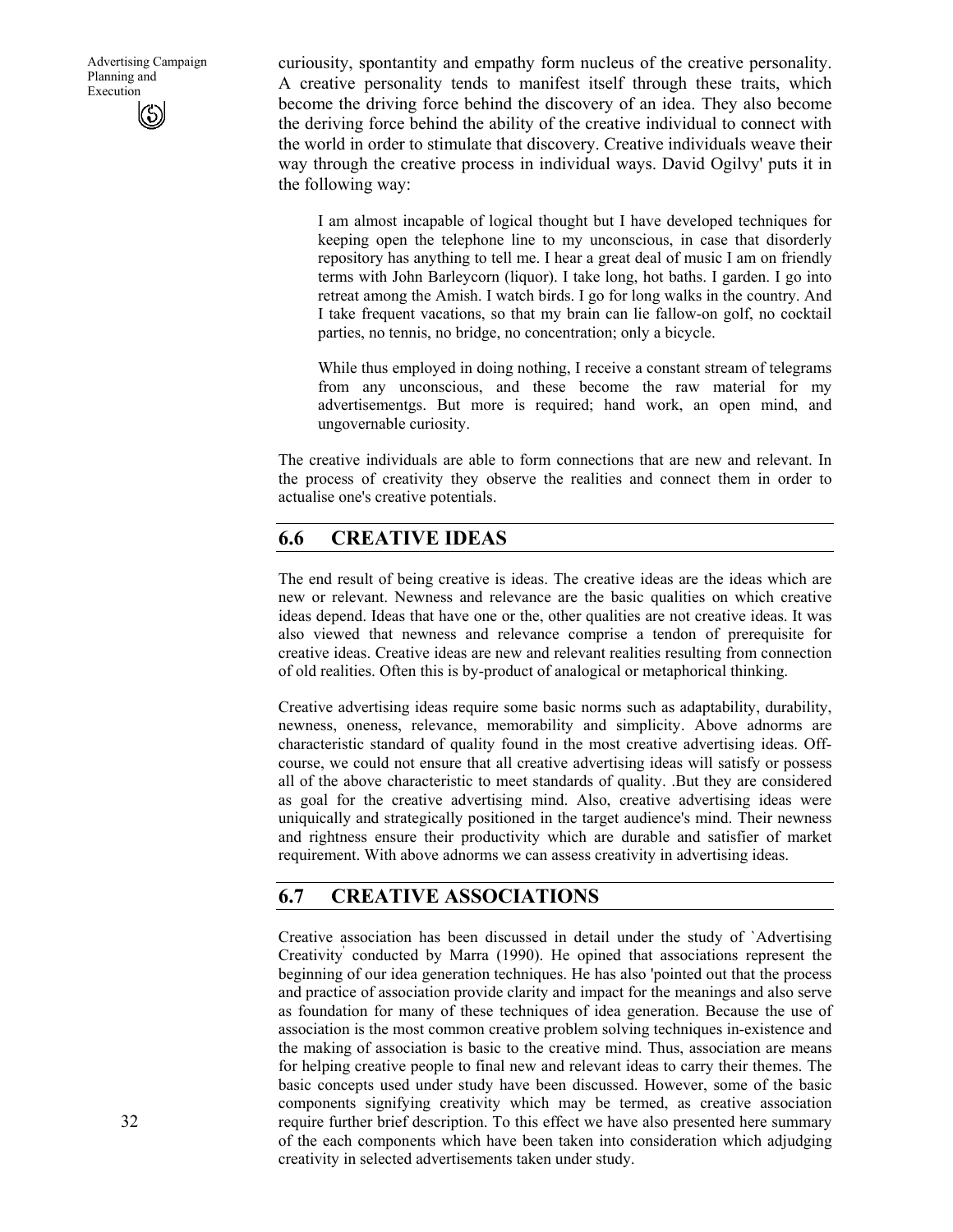curiousity, spontantity and empathy form nucleus of the creative personality. A creative personality tends to manifest itself through these traits, which become the driving force behind the discovery of an idea. They also become the deriving force behind the ability of the creative individual to connect with the world in order to stimulate that discovery. Creative individuals weave their way through the creative process in individual ways. David Ogilvy' puts it in the following way:

> I am almost incapable of logical thought but I have developed techniques for keeping open the telephone line to my unconscious, in case that disorderly repository has anything to tell me. I hear a great deal of music I am on friendly terms with John Barleycorn (liquor). I take long, hot baths. I garden. I go into retreat among the Amish. I watch birds. I go for long walks in the country. And I take frequent vacations, so that my brain can lie fallow-on golf, no cocktail parties, no tennis, no bridge, no concentration; only a bicycle.
>
> While thus employed in doing nothing, I receive a constant stream of telegrams from any unconscious, and these become the raw material for my advertisementgs. But more is required; hand work, an open mind, and ungovernable curiosity.

The creative individuals are able to form connections that are new and relevant. In the process of creativity they observe the realities and connect them in order to actualise one's creative potentials.

## 6.6 CREATIVE IDEAS

The end result of being creative is ideas. The creative ideas are the ideas which are new or relevant. Newness and relevance are the basic qualities on which creative ideas depend. Ideas that have one or the, other qualities are not creative ideas. It was also viewed that newness and relevance comprise a tendon of prerequisite for creative ideas. Creative ideas are new and relevant realities resulting from connection of old realities. Often this is by-product of analogical or metaphorical thinking.

Creative advertising ideas require some basic norms such as adaptability, durability, newness, oneness, relevance, memorability and simplicity. Above adnorms are characteristic standard of quality found in the most creative advertising ideas. Off-course, we could not ensure that all creative advertising ideas will satisfy or possess all of the above characteristic to meet standards of quality. .But they are considered as goal for the creative advertising mind. Also, creative advertising ideas were uniquically and strategically positioned in the target audience's mind. Their newness and rightness ensure their productivity which are durable and satisfier of market requirement. With above adnorms we can assess creativity in advertising ideas.

## 6.7 CREATIVE ASSOCIATIONS

Creative association has been discussed in detail under the study of `Advertising Creativity' conducted by Marra (1990). He opined that associations represent the beginning of our idea generation techniques. He has also 'pointed out that the process and practice of association provide clarity and impact for the meanings and also serve as foundation for many of these techniques of idea generation. Because the use of association is the most common creative problem solving techniques in-existence and the making of association is basic to the creative mind. Thus, association are means for helping creative people to final new and relevant ideas to carry their themes. The basic concepts used under study have been discussed. However, some of the basic components signifying creativity which may be termed, as creative association require further brief description. To this effect we have also presented here summary of the each components which have been taken into consideration which adjudging creativity in selected advertisements taken under study.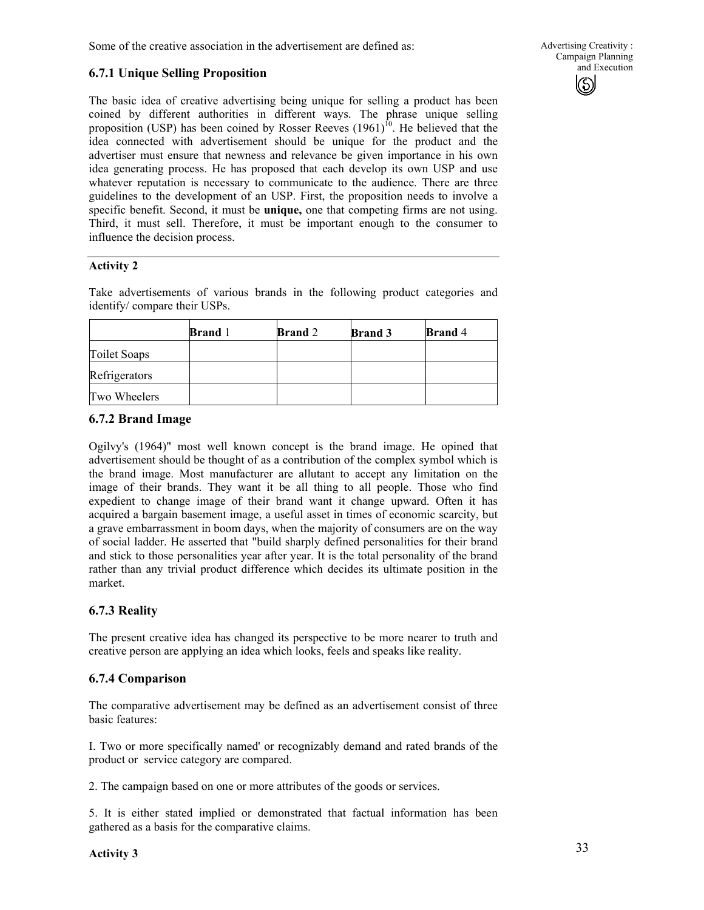Some of the creative association in the advertisement are defined as:

### 6.7.1 Unique Selling Proposition

The basic idea of creative advertising being unique for selling a product has been coined by different authorities in different ways. The phrase unique selling proposition (USP) has been coined by Rosser Reeves (1961)[10]. He believed that the idea connected with advertisement should be unique for the product and the advertiser must ensure that newness and relevance be given importance in his own idea generating process. He has proposed that each develop its own USP and use whatever reputation is necessary to communicate to the audience. There are three guidelines to the development of an USP. First, the proposition needs to involve a specific benefit. Second, it must be **unique,** one that competing firms are not using. Third, it must sell. Therefore, it must be important enough to the consumer to influence the decision process.

**Activity 2**

Take advertisements of various brands in the following product categories and identify/ compare their USPs.

| | **Brand** 1 | **Brand** 2 | **Brand 3** | **Brand** 4 |
|---|---|---|---|---|
| Toilet Soaps | | | | |
| Refrigerators | | | | |
| Two Wheelers | | | | |

### 6.7.2 Brand Image

Ogilvy's (1964)" most well known concept is the brand image. He opined that advertisement should be thought of as a contribution of the complex symbol which is the brand image. Most manufacturer are allutant to accept any limitation on the image of their brands. They want it be all thing to all people. Those who find expedient to change image of their brand want it change upward. Often it has acquired a bargain basement image, a useful asset in times of economic scarcity, but a grave embarrassment in boom days, when the majority of consumers are on the way of social ladder. He asserted that "build sharply defined personalities for their brand and stick to those personalities year after year. It is the total personality of the brand rather than any trivial product difference which decides its ultimate position in the market.

### 6.7.3 Reality

The present creative idea has changed its perspective to be more nearer to truth and creative person are applying an idea which looks, feels and speaks like reality.

### 6.7.4 Comparison

The comparative advertisement may be defined as an advertisement consist of three basic features:

I. Two or more specifically named' or recognizably demand and rated brands of the product or service category are compared.

2. The campaign based on one or more attributes of the goods or services.

5. It is either stated implied or demonstrated that factual information has been gathered as a basis for the comparative claims.

**Activity 3**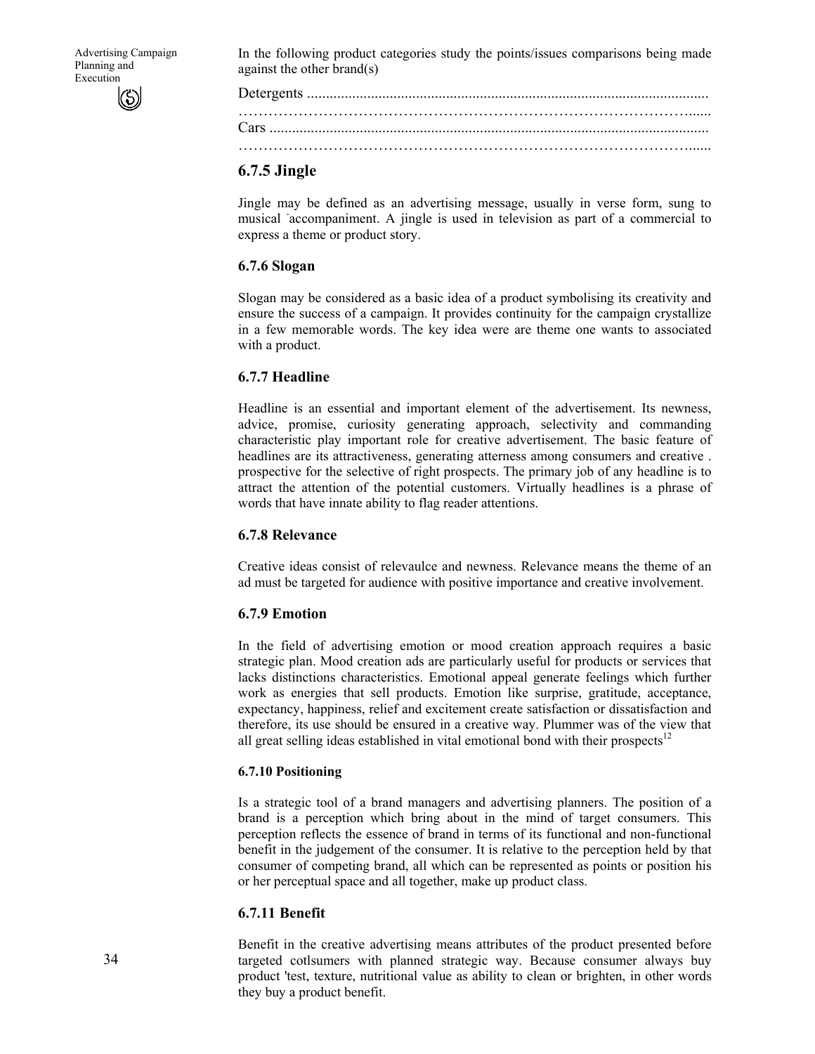In the following product categories study the points/issues comparisons being made against the other brand(s)

Detergents ...........................................................................................................

………………………………………………………………………………......

Cars ....................................................................................................................

………………………………………………………………………………......

## 6.7.5 Jingle

Jingle may be defined as an advertising message, usually in verse form, sung to musical accompaniment. A jingle is used in television as part of a commercial to express a theme or product story.

### 6.7.6 Slogan

Slogan may be considered as a basic idea of a product symbolising its creativity and ensure the success of a campaign. It provides continuity for the campaign crystallize in a few memorable words. The key idea were are theme one wants to associated with a product.

### 6.7.7 Headline

Headline is an essential and important element of the advertisement. Its newness, advice, promise, curiosity generating approach, selectivity and commanding characteristic play important role for creative advertisement. The basic feature of headlines are its attractiveness, generating atterness among consumers and creative . prospective for the selective of right prospects. The primary job of any headline is to attract the attention of the potential customers. Virtually headlines is a phrase of words that have innate ability to flag reader attentions.

### 6.7.8 Relevance

Creative ideas consist of relevaulce and newness. Relevance means the theme of an ad must be targeted for audience with positive importance and creative involvement.

### 6.7.9 Emotion

In the field of advertising emotion or mood creation approach requires a basic strategic plan. Mood creation ads are particularly useful for products or services that lacks distinctions characteristics. Emotional appeal generate feelings which further work as energies that sell products. Emotion like surprise, gratitude, acceptance, expectancy, happiness, relief and excitement create satisfaction or dissatisfaction and therefore, its use should be ensured in a creative way. Plummer was of the view that all great selling ideas established in vital emotional bond with their prospects[12]

#### 6.7.10 Positioning

Is a strategic tool of a brand managers and advertising planners. The position of a brand is a perception which bring about in the mind of target consumers. This perception reflects the essence of brand in terms of its functional and non-functional benefit in the judgement of the consumer. It is relative to the perception held by that consumer of competing brand, all which can be represented as points or position his or her perceptual space and all together, make up product class.

### 6.7.11 Benefit

Benefit in the creative advertising means attributes of the product presented before targeted cotlsumers with planned strategic way. Because consumer always buy product 'test, texture, nutritional value as ability to clean or brighten, in other words they buy a product benefit.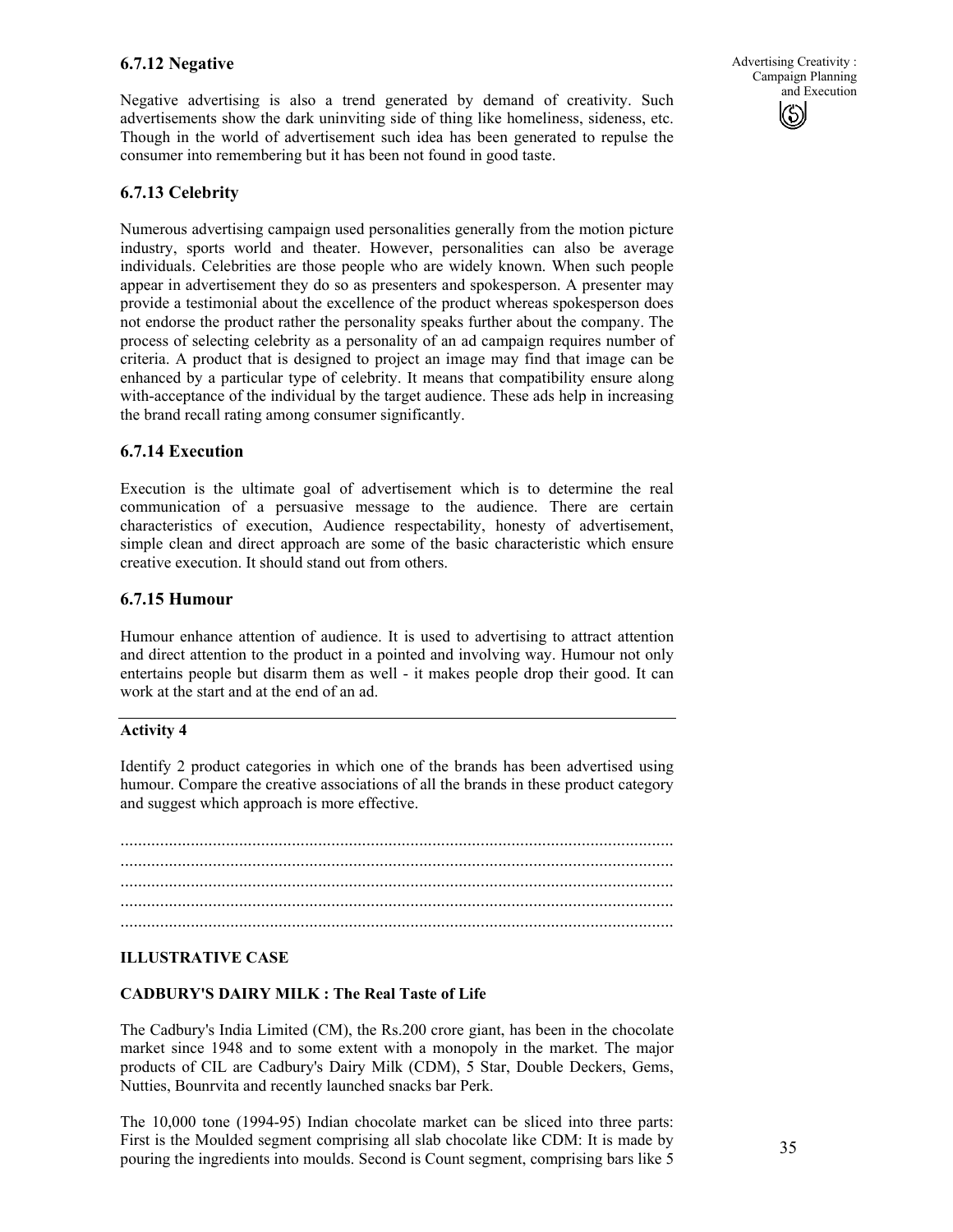### 6.7.12 Negative

Negative advertising is also a trend generated by demand of creativity. Such advertisements show the dark uninviting side of thing like homeliness, sideness, etc. Though in the world of advertisement such idea has been generated to repulse the consumer into remembering but it has been not found in good taste.

### 6.7.13 Celebrity

Numerous advertising campaign used personalities generally from the motion picture industry, sports world and theater. However, personalities can also be average individuals. Celebrities are those people who are widely known. When such people appear in advertisement they do so as presenters and spokesperson. A presenter may provide a testimonial about the excellence of the product whereas spokesperson does not endorse the product rather the personality speaks further about the company. The process of selecting celebrity as a personality of an ad campaign requires number of criteria. A product that is designed to project an image may find that image can be enhanced by a particular type of celebrity. It means that compatibility ensure along with-acceptance of the individual by the target audience. These ads help in increasing the brand recall rating among consumer significantly.

### 6.7.14 Execution

Execution is the ultimate goal of advertisement which is to determine the real communication of a persuasive message to the audience. There are certain characteristics of execution, Audience respectability, honesty of advertisement, simple clean and direct approach are some of the basic characteristic which ensure creative execution. It should stand out from others.

### 6.7.15 Humour

Humour enhance attention of audience. It is used to advertising to attract attention and direct attention to the product in a pointed and involving way. Humour not only entertains people but disarm them as well - it makes people drop their good. It can work at the start and at the end of an ad.

---

**Activity 4**

Identify 2 product categories in which one of the brands has been advertised using humour. Compare the creative associations of all the brands in these product category and suggest which approach is more effective.

............................................................................................................................
............................................................................................................................
............................................................................................................................
............................................................................................................................
............................................................................................................................

**ILLUSTRATIVE CASE**

**CADBURY'S DAIRY MILK : The Real Taste of Life**

The Cadbury's India Limited (CM), the Rs.200 crore giant, has been in the chocolate market since 1948 and to some extent with a monopoly in the market. The major products of CIL are Cadbury's Dairy Milk (CDM), 5 Star, Double Deckers, Gems, Nutties, Bounrvita and recently launched snacks bar Perk.

The 10,000 tone (1994-95) Indian chocolate market can be sliced into three parts: First is the Moulded segment comprising all slab chocolate like CDM: It is made by pouring the ingredients into moulds. Second is Count segment, comprising bars like 5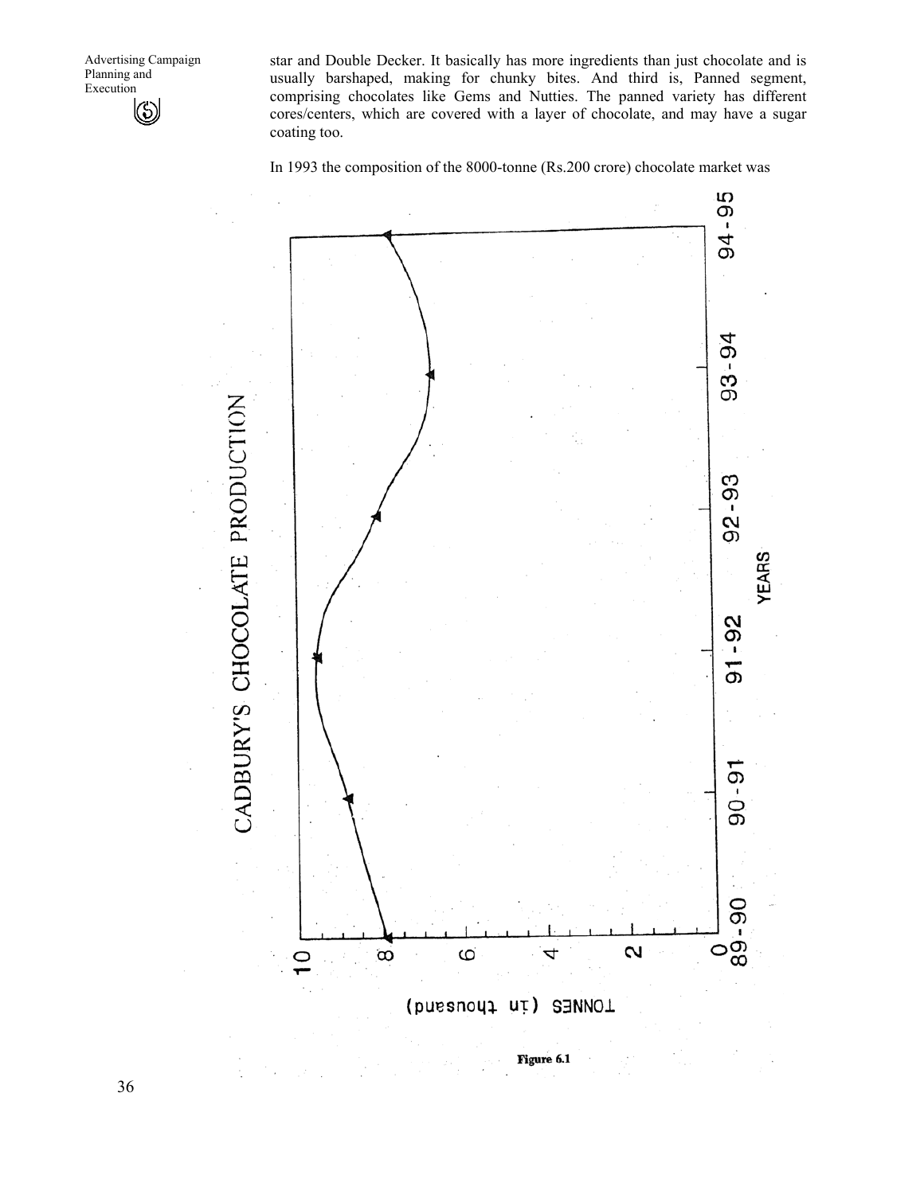star and Double Decker. It basically has more ingredients than just chocolate and is usually barshaped, making for chunky bites. And third is, Panned segment, comprising chocolates like Gems and Nutties. The panned variety has different cores/centers, which are covered with a layer of chocolate, and may have a sugar coating too.

In 1993 the composition of the 8000-tonne (Rs.200 crore) chocolate market was

**Figure 6.1**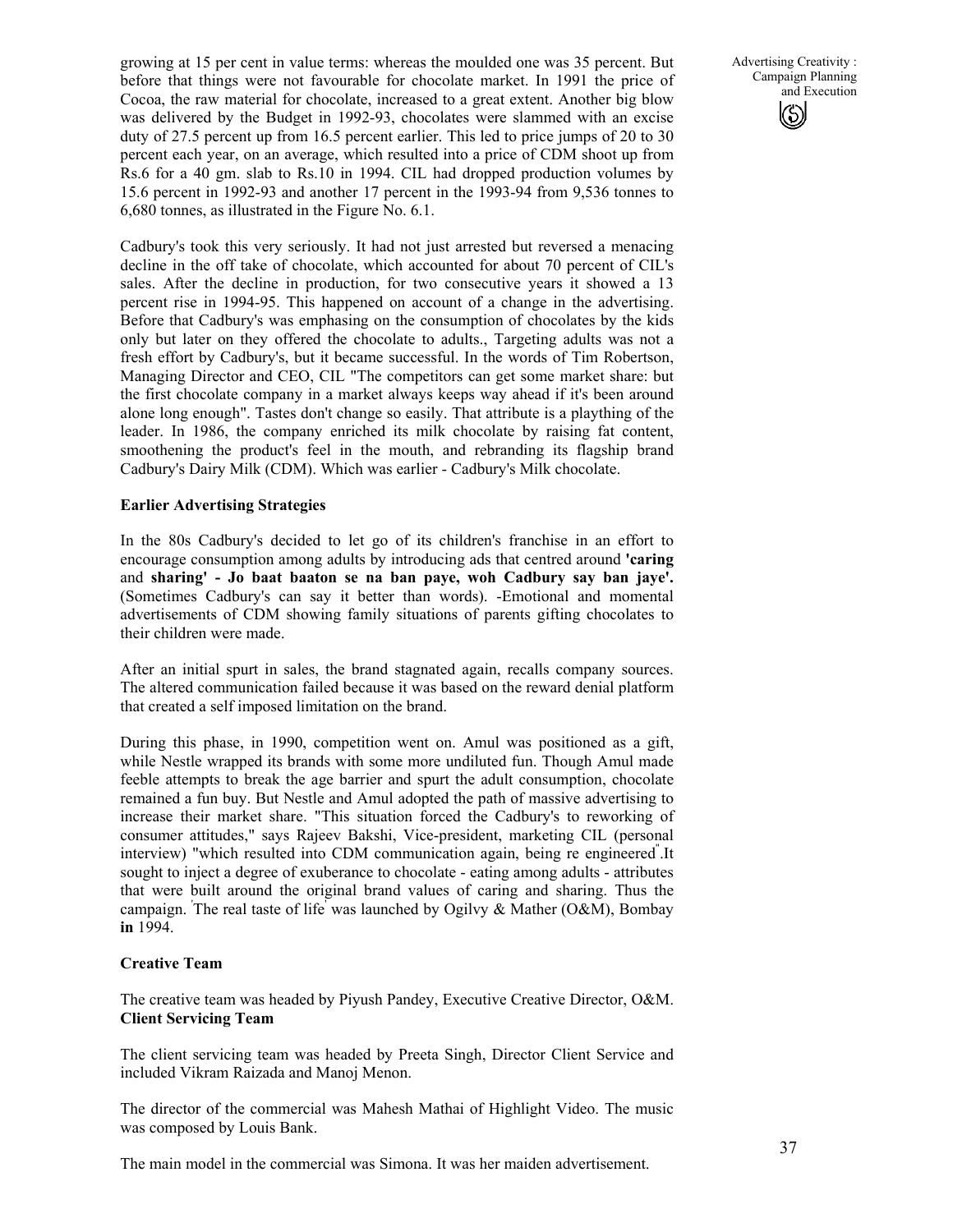growing at 15 per cent in value terms: whereas the moulded one was 35 percent. But before that things were not favourable for chocolate market. In 1991 the price of Cocoa, the raw material for chocolate, increased to a great extent. Another big blow was delivered by the Budget in 1992-93, chocolates were slammed with an excise duty of 27.5 percent up from 16.5 percent earlier. This led to price jumps of 20 to 30 percent each year, on an average, which resulted into a price of CDM shoot up from Rs.6 for a 40 gm. slab to Rs.10 in 1994. CIL had dropped production volumes by 15.6 percent in 1992-93 and another 17 percent in the 1993-94 from 9,536 tonnes to 6,680 tonnes, as illustrated in the Figure No. 6.1.

Cadbury's took this very seriously. It had not just arrested but reversed a menacing decline in the off take of chocolate, which accounted for about 70 percent of CIL's sales. After the decline in production, for two consecutive years it showed a 13 percent rise in 1994-95. This happened on account of a change in the advertising. Before that Cadbury's was emphasing on the consumption of chocolates by the kids only but later on they offered the chocolate to adults., Targeting adults was not a fresh effort by Cadbury's, but it became successful. In the words of Tim Robertson, Managing Director and CEO, CIL "The competitors can get some market share: but the first chocolate company in a market always keeps way ahead if it's been around alone long enough". Tastes don't change so easily. That attribute is a plaything of the leader. In 1986, the company enriched its milk chocolate by raising fat content, smoothening the product's feel in the mouth, and rebranding its flagship brand Cadbury's Dairy Milk (CDM). Which was earlier - Cadbury's Milk chocolate.

**Earlier Advertising Strategies**

In the 80s Cadbury's decided to let go of its children's franchise in an effort to encourage consumption among adults by introducing ads that centred around **'caring** and **sharing' - Jo baat baaton se na ban paye, woh Cadbury say ban jaye'.** (Sometimes Cadbury's can say it better than words). -Emotional and momental advertisements of CDM showing family situations of parents gifting chocolates to their children were made.

After an initial spurt in sales, the brand stagnated again, recalls company sources. The altered communication failed because it was based on the reward denial platform that created a self imposed limitation on the brand.

During this phase, in 1990, competition went on. Amul was positioned as a gift, while Nestle wrapped its brands with some more undiluted fun. Though Amul made feeble attempts to break the age barrier and spurt the adult consumption, chocolate remained a fun buy. But Nestle and Amul adopted the path of massive advertising to increase their market share. "This situation forced the Cadbury's to reworking of consumer attitudes," says Rajeev Bakshi, Vice-president, marketing CIL (personal interview) "which resulted into CDM communication again, being re engineered".It sought to inject a degree of exuberance to chocolate - eating among adults - attributes that were built around the original brand values of caring and sharing. Thus the campaign. 'The real taste of life' was launched by Ogilvy & Mather (O&M), Bombay **in** 1994.

**Creative Team**

The creative team was headed by Piyush Pandey, Executive Creative Director, O&M.

**Client Servicing Team**

The client servicing team was headed by Preeta Singh, Director Client Service and included Vikram Raizada and Manoj Menon.

The director of the commercial was Mahesh Mathai of Highlight Video. The music was composed by Louis Bank.

The main model in the commercial was Simona. It was her maiden advertisement.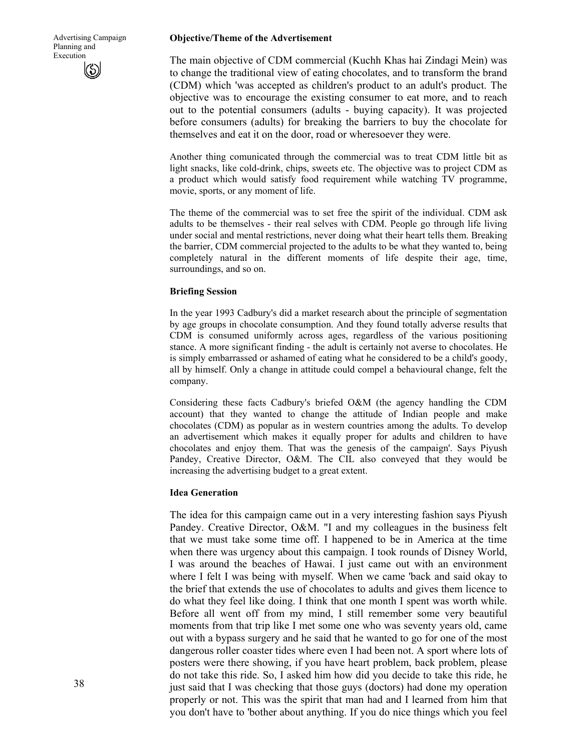### Objective/Theme of the Advertisement

The main objective of CDM commercial (Kuchh Khas hai Zindagi Mein) was to change the traditional view of eating chocolates, and to transform the brand (CDM) which 'was accepted as children's product to an adult's product. The objective was to encourage the existing consumer to eat more, and to reach out to the potential consumers (adults - buying capacity). It was projected before consumers (adults) for breaking the barriers to buy the chocolate for themselves and eat it on the door, road or wheresoever they were.

Another thing comunicated through the commercial was to treat CDM little bit as light snacks, like cold-drink, chips, sweets etc. The objective was to project CDM as a product which would satisfy food requirement while watching TV programme, movie, sports, or any moment of life.

The theme of the commercial was to set free the spirit of the individual. CDM ask adults to be themselves - their real selves with CDM. People go through life living under social and mental restrictions, never doing what their heart tells them. Breaking the barrier, CDM commercial projected to the adults to be what they wanted to, being completely natural in the different moments of life despite their age, time, surroundings, and so on.

### Briefing Session

In the year 1993 Cadbury's did a market research about the principle of segmentation by age groups in chocolate consumption. And they found totally adverse results that CDM is consumed uniformly across ages, regardless of the various positioning stance. A more significant finding - the adult is certainly not averse to chocolates. He is simply embarrassed or ashamed of eating what he considered to be a child's goody, all by himself. Only a change in attitude could compel a behavioural change, felt the company.

Considering these facts Cadbury's briefed O&M (the agency handling the CDM account) that they wanted to change the attitude of Indian people and make chocolates (CDM) as popular as in western countries among the adults. To develop an advertisement which makes it equally proper for adults and children to have chocolates and enjoy them. That was the genesis of the campaign'. Says Piyush Pandey, Creative Director, O&M. The CIL also conveyed that they would be increasing the advertising budget to a great extent.

### Idea Generation

The idea for this campaign came out in a very interesting fashion says Piyush Pandey. Creative Director, O&M. "I and my colleagues in the business felt that we must take some time off. I happened to be in America at the time when there was urgency about this campaign. I took rounds of Disney World, I was around the beaches of Hawai. I just came out with an environment where I felt I was being with myself. When we came 'back and said okay to the brief that extends the use of chocolates to adults and gives them licence to do what they feel like doing. I think that one month I spent was worth while. Before all went off from my mind, I still remember some very beautiful moments from that trip like I met some one who was seventy years old, came out with a bypass surgery and he said that he wanted to go for one of the most dangerous roller coaster tides where even I had been not. A sport where lots of posters were there showing, if you have heart problem, back problem, please do not take this ride. So, I asked him how did you decide to take this ride, he just said that I was checking that those guys (doctors) had done my operation properly or not. This was the spirit that man had and I learned from him that you don't have to 'bother about anything. If you do nice things which you feel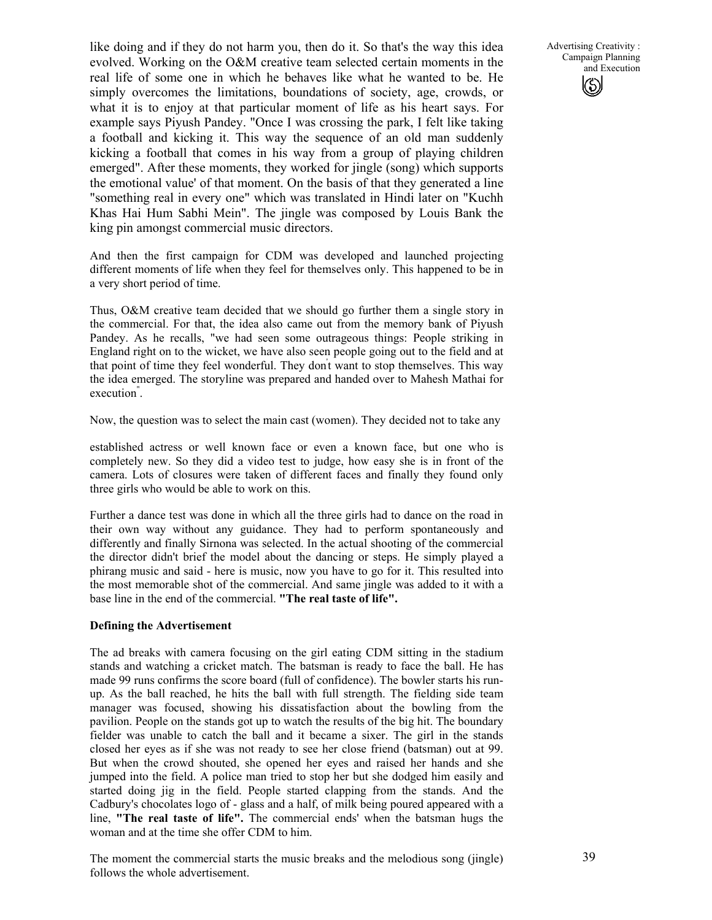like doing and if they do not harm you, then do it. So that's the way this idea evolved. Working on the O&M creative team selected certain moments in the real life of some one in which he behaves like what he wanted to be. He simply overcomes the limitations, boundations of society, age, crowds, or what it is to enjoy at that particular moment of life as his heart says. For example says Piyush Pandey. "Once I was crossing the park, I felt like taking a football and kicking it. This way the sequence of an old man suddenly kicking a football that comes in his way from a group of playing children emerged". After these moments, they worked for jingle (song) which supports the emotional value' of that moment. On the basis of that they generated a line "something real in every one" which was translated in Hindi later on "Kuchh Khas Hai Hum Sabhi Mein". The jingle was composed by Louis Bank the king pin amongst commercial music directors.

And then the first campaign for CDM was developed and launched projecting different moments of life when they feel for themselves only. This happened to be in a very short period of time.

Thus, O&M creative team decided that we should go further them a single story in the commercial. For that, the idea also came out from the memory bank of Piyush Pandey. As he recalls, "we had seen some outrageous things: People striking in England right on to the wicket, we have also seen people going out to the field and at that point of time they feel wonderful. They don't want to stop themselves. This way the idea emerged. The storyline was prepared and handed over to Mahesh Mathai for execution".

Now, the question was to select the main cast (women). They decided not to take any

established actress or well known face or even a known face, but one who is completely new. So they did a video test to judge, how easy she is in front of the camera. Lots of closures were taken of different faces and finally they found only three girls who would be able to work on this.

Further a dance test was done in which all the three girls had to dance on the road in their own way without any guidance. They had to perform spontaneously and differently and finally Sirnona was selected. In the actual shooting of the commercial the director didn't brief the model about the dancing or steps. He simply played a phirang music and said - here is music, now you have to go for it. This resulted into the most memorable shot of the commercial. And same jingle was added to it with a base line in the end of the commercial. **"The real taste of life".**

**Defining the Advertisement**

The ad breaks with camera focusing on the girl eating CDM sitting in the stadium stands and watching a cricket match. The batsman is ready to face the ball. He has made 99 runs confirms the score board (full of confidence). The bowler starts his run-up. As the ball reached, he hits the ball with full strength. The fielding side team manager was focused, showing his dissatisfaction about the bowling from the pavilion. People on the stands got up to watch the results of the big hit. The boundary fielder was unable to catch the ball and it became a sixer. The girl in the stands closed her eyes as if she was not ready to see her close friend (batsman) out at 99. But when the crowd shouted, she opened her eyes and raised her hands and she jumped into the field. A police man tried to stop her but she dodged him easily and started doing jig in the field. People started clapping from the stands. And the Cadbury's chocolates logo of - glass and a half, of milk being poured appeared with a line, **"The real taste of life".** The commercial ends' when the batsman hugs the woman and at the time she offer CDM to him.

The moment the commercial starts the music breaks and the melodious song (jingle) follows the whole advertisement.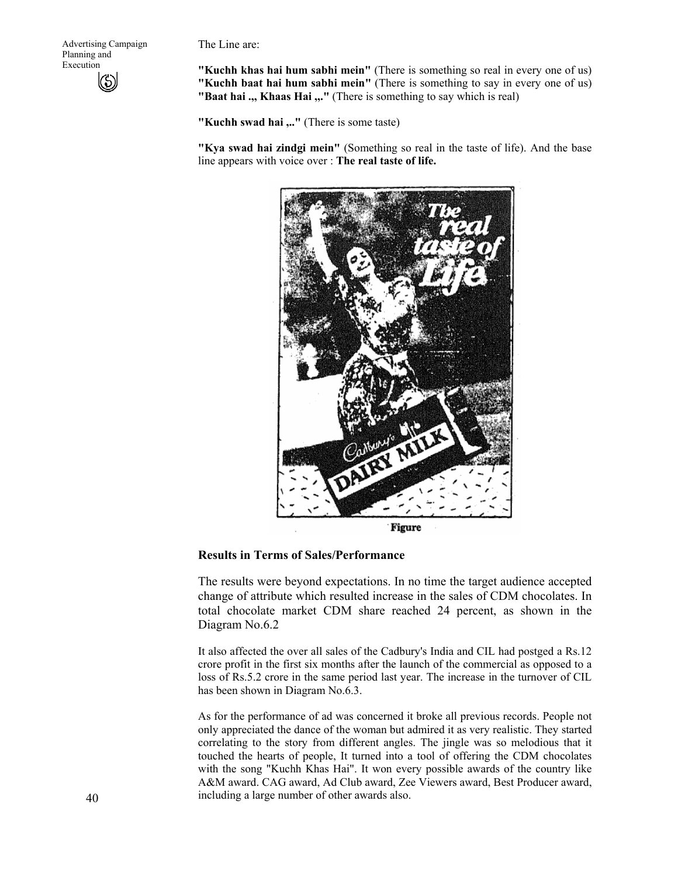The Line are:

**"Kuchh khas hai hum sabhi mein"** (There is something so real in every one of us)
**"Kuchh baat hai hum sabhi mein"** (There is something to say in every one of us)
**"Baat hai .,, Khaas Hai ,,."** (There is something to say which is real)

**"Kuchh swad hai ,.."** (There is some taste)

**"Kya swad hai zindgi mein"** (Something so real in the taste of life). And the base line appears with voice over : **The real taste of life.**

Figure

### Results in Terms of Sales/Performance

The results were beyond expectations. In no time the target audience accepted change of attribute which resulted increase in the sales of CDM chocolates. In total chocolate market CDM share reached 24 percent, as shown in the Diagram No.6.2

It also affected the over all sales of the Cadbury's India and CIL had postged a Rs.12 crore profit in the first six months after the launch of the commercial as opposed to a loss of Rs.5.2 crore in the same period last year. The increase in the turnover of CIL has been shown in Diagram No.6.3.

As for the performance of ad was concerned it broke all previous records. People not only appreciated the dance of the woman but admired it as very realistic. They started correlating to the story from different angles. The jingle was so melodious that it touched the hearts of people, It turned into a tool of offering the CDM chocolates with the song "Kuchh Khas Hai". It won every possible awards of the country like A&M award. CAG award, Ad Club award, Zee Viewers award, Best Producer award, including a large number of other awards also.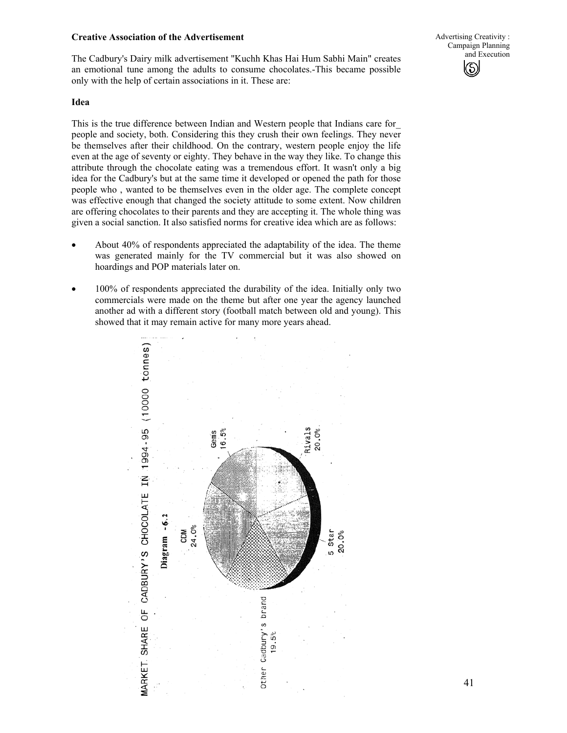### Creative Association of the Advertisement

The Cadbury's Dairy milk advertisement "Kuchh Khas Hai Hum Sabhi Main" creates an emotional tune among the adults to consume chocolates.-This became possible only with the help of certain associations in it. These are:

#### Idea

This is the true difference between Indian and Western people that Indians care for_ people and society, both. Considering this they crush their own feelings. They never be themselves after their childhood. On the contrary, western people enjoy the life even at the age of seventy or eighty. They behave in the way they like. To change this attribute through the chocolate eating was a tremendous effort. It wasn't only a big idea for the Cadbury's but at the same time it developed or opened the path for those people who , wanted to be themselves even in the older age. The complete concept was effective enough that changed the society attitude to some extent. Now children are offering chocolates to their parents and they are accepting it. The whole thing was given a social sanction. It also satisfied norms for creative idea which are as follows:

- About 40% of respondents appreciated the adaptability of the idea. The theme was generated mainly for the TV commercial but it was also showed on hoardings and POP materials later on.
- 100% of respondents appreciated the durability of the idea. Initially only two commercials were made on the theme but after one year the agency launched another ad with a different story (football match between old and young). This showed that it may remain active for many more years ahead.

MARKET SHARE OF CADBURY'S CHOCOLATE IN 1994-95 (10000 tonnes)

Diagram - 6.2

| Segment | Share |
|---|---|
| CDM | 24.0% |
| Gems | 16.5% |
| Rivals | 20.0% |
| 5 Star | 20.0% |
| Other Cadbury's brand | 19.5% |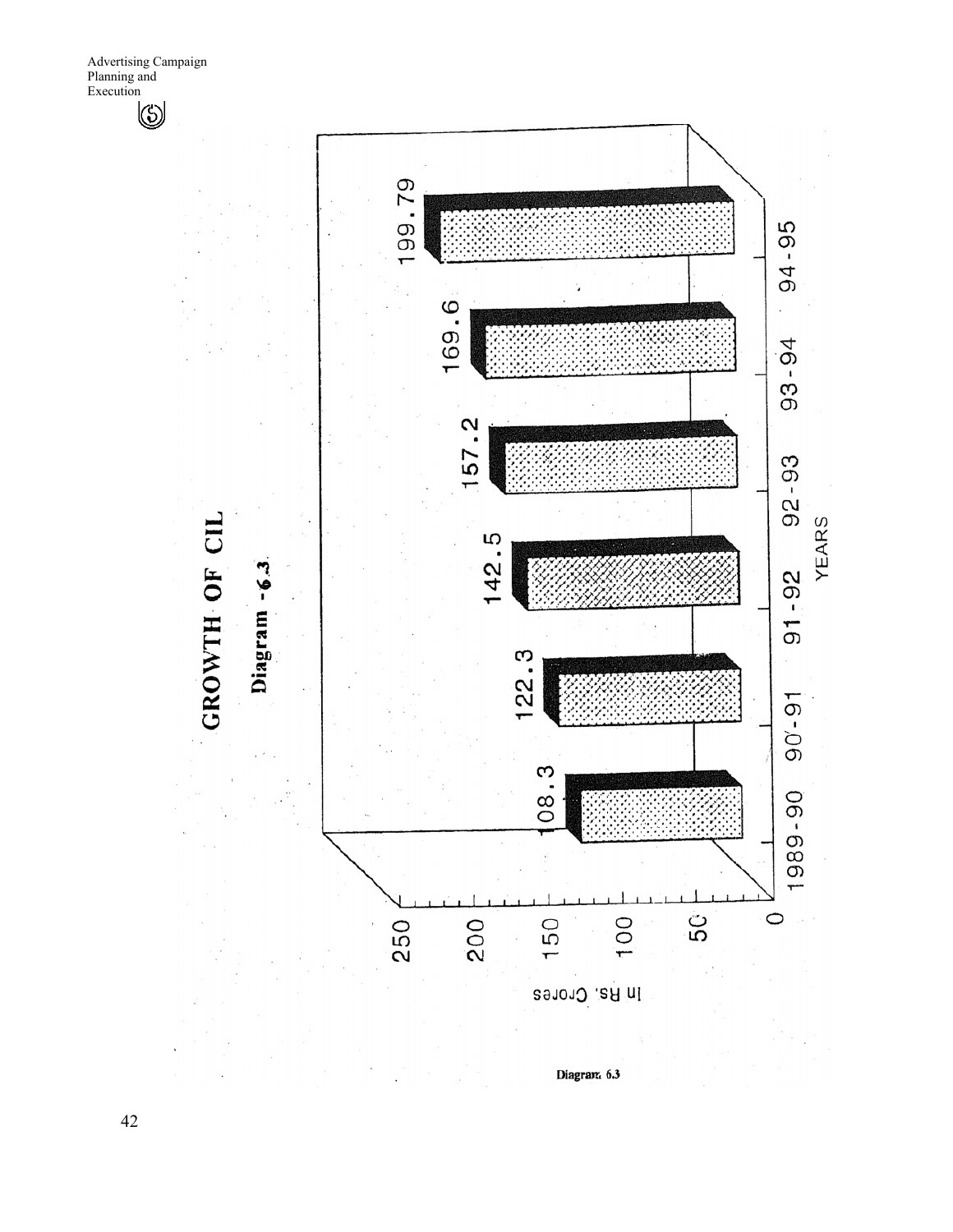# GROWTH OF CIL

Diagram - 6.3

| YEARS | In Rs. Crores |
| --- | --- |
| 1989-90 | 108.3 |
| 90-91 | 122.3 |
| 91-92 | 142.5 |
| 92-93 | 157.2 |
| 93-94 | 169.6 |
| 94-95 | 199.79 |

Diagram 6.3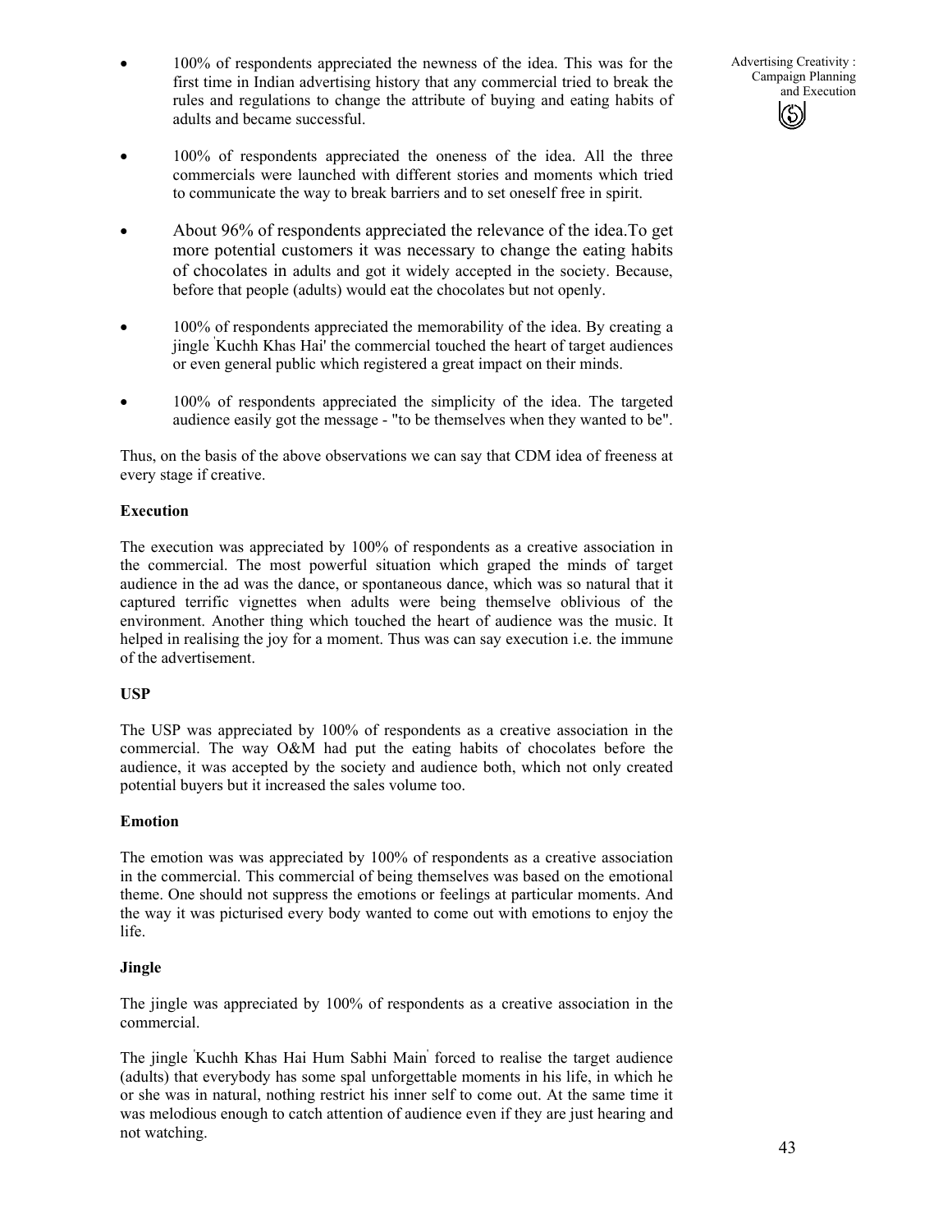- 100% of respondents appreciated the newness of the idea. This was for the first time in Indian advertising history that any commercial tried to break the rules and regulations to change the attribute of buying and eating habits of adults and became successful.

- 100% of respondents appreciated the oneness of the idea. All the three commercials were launched with different stories and moments which tried to communicate the way to break barriers and to set oneself free in spirit.

- About 96% of respondents appreciated the relevance of the idea.To get more potential customers it was necessary to change the eating habits of chocolates in adults and got it widely accepted in the society. Because, before that people (adults) would eat the chocolates but not openly.

- 100% of respondents appreciated the memorability of the idea. By creating a jingle 'Kuchh Khas Hai' the commercial touched the heart of target audiences or even general public which registered a great impact on their minds.

- 100% of respondents appreciated the simplicity of the idea. The targeted audience easily got the message - "to be themselves when they wanted to be".

Thus, on the basis of the above observations we can say that CDM idea of freeness at every stage if creative.

**Execution**

The execution was appreciated by 100% of respondents as a creative association in the commercial. The most powerful situation which graped the minds of target audience in the ad was the dance, or spontaneous dance, which was so natural that it captured terrific vignettes when adults were being themselve oblivious of the environment. Another thing which touched the heart of audience was the music. It helped in realising the joy for a moment. Thus was can say execution i.e. the immune of the advertisement.

**USP**

The USP was appreciated by 100% of respondents as a creative association in the commercial. The way O&M had put the eating habits of chocolates before the audience, it was accepted by the society and audience both, which not only created potential buyers but it increased the sales volume too.

**Emotion**

The emotion was was appreciated by 100% of respondents as a creative association in the commercial. This commercial of being themselves was based on the emotional theme. One should not suppress the emotions or feelings at particular moments. And the way it was picturised every body wanted to come out with emotions to enjoy the life.

**Jingle**

The jingle was appreciated by 100% of respondents as a creative association in the commercial.

The jingle 'Kuchh Khas Hai Hum Sabhi Main' forced to realise the target audience (adults) that everybody has some spal unforgettable moments in his life, in which he or she was in natural, nothing restrict his inner self to come out. At the same time it was melodious enough to catch attention of audience even if they are just hearing and not watching.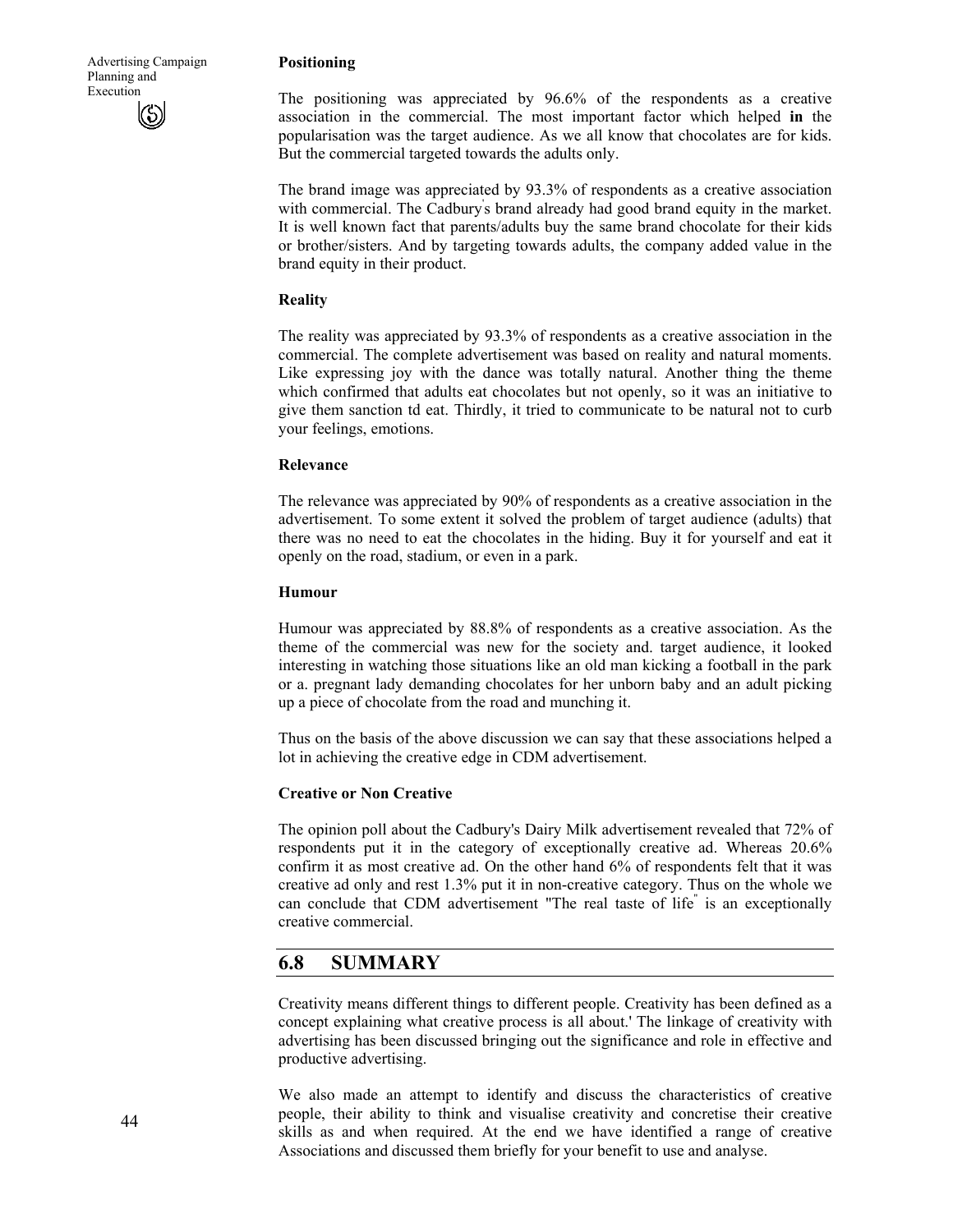**Positioning**

The positioning was appreciated by 96.6% of the respondents as a creative association in the commercial. The most important factor which helped **in** the popularisation was the target audience. As we all know that chocolates are for kids. But the commercial targeted towards the adults only.

The brand image was appreciated by 93.3% of respondents as a creative association with commercial. The Cadbury's brand already had good brand equity in the market. It is well known fact that parents/adults buy the same brand chocolate for their kids or brother/sisters. And by targeting towards adults, the company added value in the brand equity in their product.

**Reality**

The reality was appreciated by 93.3% of respondents as a creative association in the commercial. The complete advertisement was based on reality and natural moments. Like expressing joy with the dance was totally natural. Another thing the theme which confirmed that adults eat chocolates but not openly, so it was an initiative to give them sanction td eat. Thirdly, it tried to communicate to be natural not to curb your feelings, emotions.

**Relevance**

The relevance was appreciated by 90% of respondents as a creative association in the advertisement. To some extent it solved the problem of target audience (adults) that there was no need to eat the chocolates in the hiding. Buy it for yourself and eat it openly on the road, stadium, or even in a park.

**Humour**

Humour was appreciated by 88.8% of respondents as a creative association. As the theme of the commercial was new for the society and. target audience, it looked interesting in watching those situations like an old man kicking a football in the park or a. pregnant lady demanding chocolates for her unborn baby and an adult picking up a piece of chocolate from the road and munching it.

Thus on the basis of the above discussion we can say that these associations helped a lot in achieving the creative edge in CDM advertisement.

**Creative or Non Creative**

The opinion poll about the Cadbury's Dairy Milk advertisement revealed that 72% of respondents put it in the category of exceptionally creative ad. Whereas 20.6% confirm it as most creative ad. On the other hand 6% of respondents felt that it was creative ad only and rest 1.3% put it in non-creative category. Thus on the whole we can conclude that CDM advertisement "The real taste of life" is an exceptionally creative commercial.

## 6.8 SUMMARY

Creativity means different things to different people. Creativity has been defined as a concept explaining what creative process is all about.' The linkage of creativity with advertising has been discussed bringing out the significance and role in effective and productive advertising.

We also made an attempt to identify and discuss the characteristics of creative people, their ability to think and visualise creativity and concretise their creative skills as and when required. At the end we have identified a range of creative Associations and discussed them briefly for your benefit to use and analyse.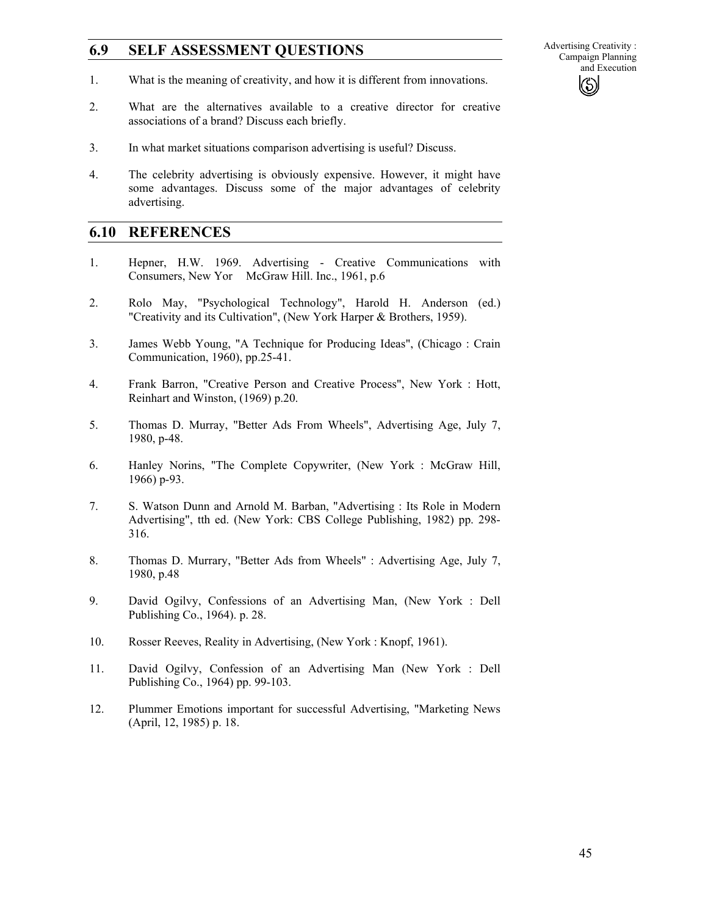## 6.9 SELF ASSESSMENT QUESTIONS

1. What is the meaning of creativity, and how it is different from innovations.

2. What are the alternatives available to a creative director for creative associations of a brand? Discuss each briefly.

3. In what market situations comparison advertising is useful? Discuss.

4. The celebrity advertising is obviously expensive. However, it might have some advantages. Discuss some of the major advantages of celebrity advertising.

## 6.10 REFERENCES

1. Hepner, H.W. 1969. Advertising - Creative Communications with Consumers, New Yor McGraw Hill. Inc., 1961, p.6

2. Rolo May, "Psychological Technology", Harold H. Anderson (ed.) "Creativity and its Cultivation", (New York Harper & Brothers, 1959).

3. James Webb Young, "A Technique for Producing Ideas", (Chicago : Crain Communication, 1960), pp.25-41.

4. Frank Barron, "Creative Person and Creative Process", New York : Hott, Reinhart and Winston, (1969) p.20.

5. Thomas D. Murray, "Better Ads From Wheels", Advertising Age, July 7, 1980, p-48.

6. Hanley Norins, "The Complete Copywriter, (New York : McGraw Hill, 1966) p-93.

7. S. Watson Dunn and Arnold M. Barban, "Advertising : Its Role in Modern Advertising", tth ed. (New York: CBS College Publishing, 1982) pp. 298-316.

8. Thomas D. Murrary, "Better Ads from Wheels" : Advertising Age, July 7, 1980, p.48

9. David Ogilvy, Confessions of an Advertising Man, (New York : Dell Publishing Co., 1964). p. 28.

10. Rosser Reeves, Reality in Advertising, (New York : Knopf, 1961).

11. David Ogilvy, Confession of an Advertising Man (New York : Dell Publishing Co., 1964) pp. 99-103.

12. Plummer Emotions important for successful Advertising, "Marketing News (April, 12, 1985) p. 18.